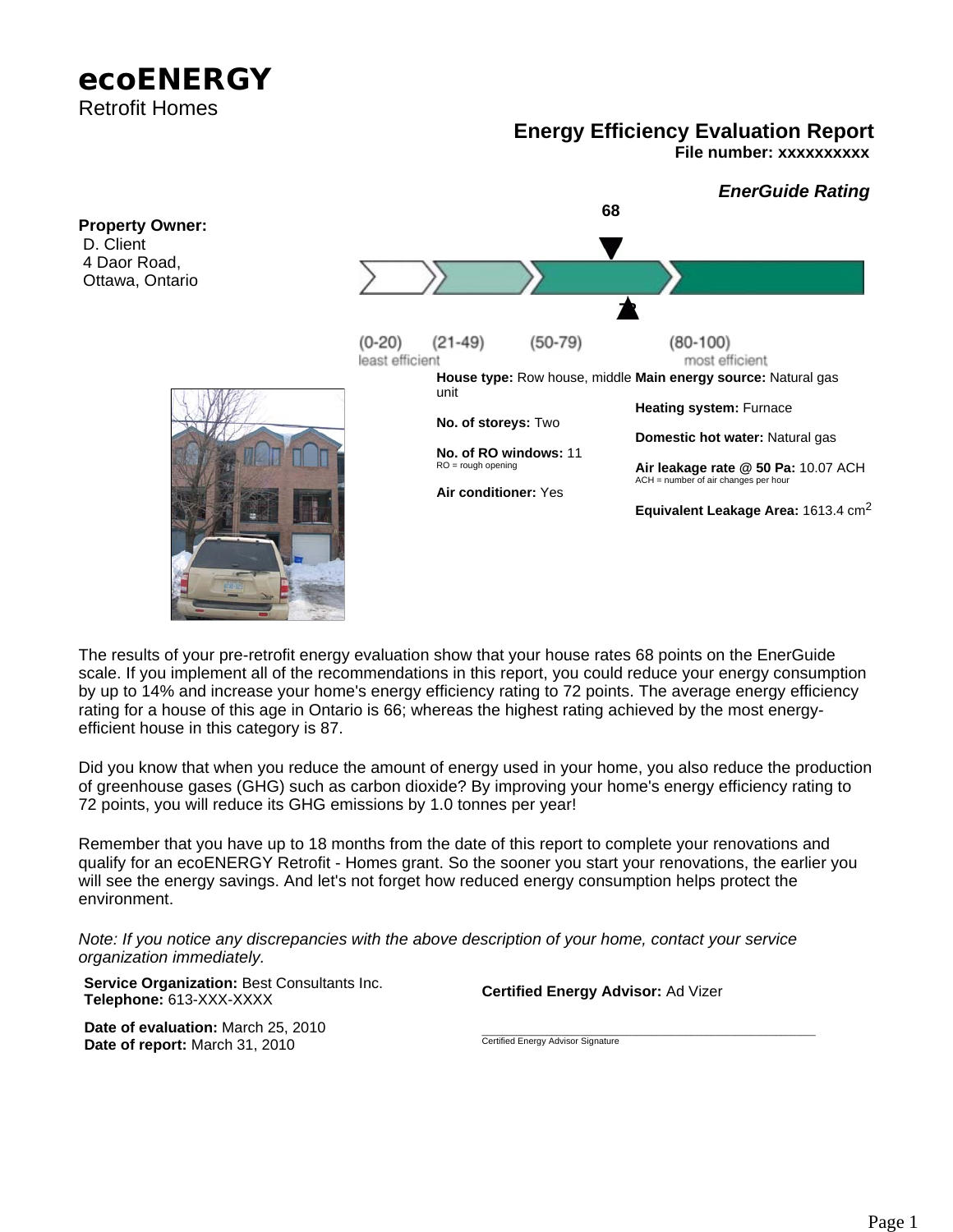# ecoENERGY

Retrofit Homes

## Energy Efficiency Evaluation Report

**File number: xxxxxxxxxx**

***EnerGuide Rating***

68

72

(0-20) least efficient | (21-49) | (50-79) | (80-100) most efficient

**Property Owner:**
D. Client
4 Daor Road,
Ottawa, Ontario

**House type:** Row house, middle unit

**No. of storeys:** Two

**No. of RO windows:** 11
RO = rough opening

**Air conditioner:** Yes

**Main energy source:** Natural gas

**Heating system:** Furnace

**Domestic hot water:** Natural gas

**Air leakage rate @ 50 Pa:** 10.07 ACH
ACH = number of air changes per hour

**Equivalent Leakage Area:** 1613.4 $cm^2$

The results of your pre-retrofit energy evaluation show that your house rates 68 points on the EnerGuide scale. If you implement all of the recommendations in this report, you could reduce your energy consumption by up to 14% and increase your home's energy efficiency rating to 72 points. The average energy efficiency rating for a house of this age in Ontario is 66; whereas the highest rating achieved by the most energy-efficient house in this category is 87.

Did you know that when you reduce the amount of energy used in your home, you also reduce the production of greenhouse gases (GHG) such as carbon dioxide? By improving your home's energy efficiency rating to 72 points, you will reduce its GHG emissions by 1.0 tonnes per year!

Remember that you have up to 18 months from the date of this report to complete your renovations and qualify for an ecoENERGY Retrofit - Homes grant. So the sooner you start your renovations, the earlier you will see the energy savings. And let's not forget how reduced energy consumption helps protect the environment.

*Note: If you notice any discrepancies with the above description of your home, contact your service organization immediately.*

**Service Organization:** Best Consultants Inc.
**Telephone:** 613-XXX-XXXX

**Date of evaluation:** March 25, 2010
**Date of report:** March 31, 2010

**Certified Energy Advisor:** Ad Vizer

Certified Energy Advisor Signature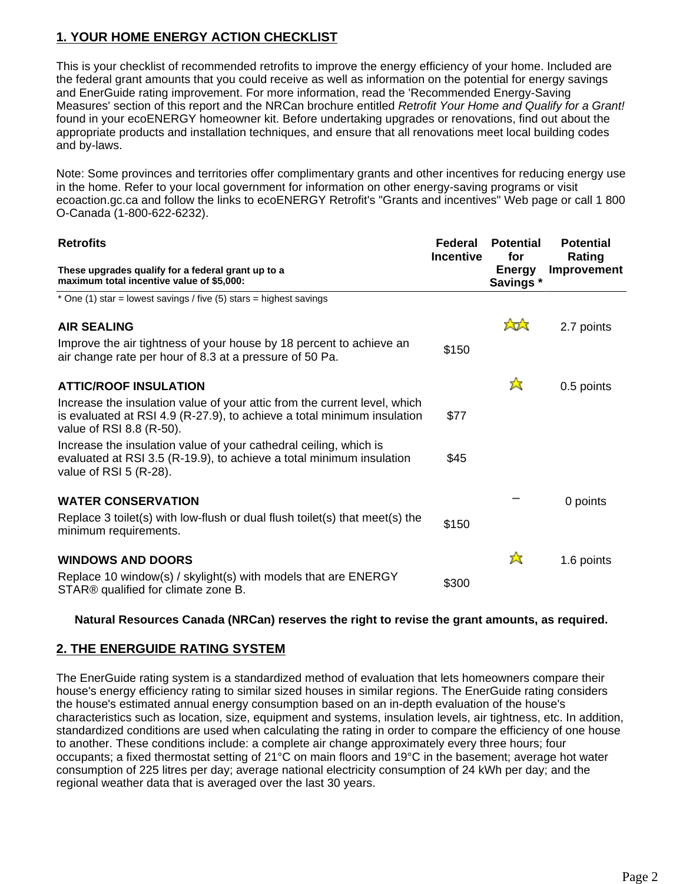## 1. YOUR HOME ENERGY ACTION CHECKLIST

This is your checklist of recommended retrofits to improve the energy efficiency of your home. Included are the federal grant amounts that you could receive as well as information on the potential for energy savings and EnerGuide rating improvement. For more information, read the 'Recommended Energy-Saving Measures' section of this report and the NRCan brochure entitled *Retrofit Your Home and Qualify for a Grant!* found in your ecoENERGY homeowner kit. Before undertaking upgrades or renovations, find out about the appropriate products and installation techniques, and ensure that all renovations meet local building codes and by-laws.

Note: Some provinces and territories offer complimentary grants and other incentives for reducing energy use in the home. Refer to your local government for information on other energy-saving programs or visit ecoaction.gc.ca and follow the links to ecoENERGY Retrofit's "Grants and incentives" Web page or call 1 800 O-Canada (1-800-622-6232).

| Retrofits<br>**These upgrades qualify for a federal grant up to a maximum total incentive value of $5,000:** | Federal Incentive | Potential for Energy Savings * | Potential Rating Improvement |
|---|---|---|---|
| * One (1) star = lowest savings / five (5) stars = highest savings | | | |
| **AIR SEALING** | | ★★ | 2.7 points |
| Improve the air tightness of your house by 18 percent to achieve an air change rate per hour of 8.3 at a pressure of 50 Pa. | $150 | | |
| **ATTIC/ROOF INSULATION** | | ★ | 0.5 points |
| Increase the insulation value of your attic from the current level, which is evaluated at RSI 4.9 (R-27.9), to achieve a total minimum insulation value of RSI 8.8 (R-50). | $77 | | |
| Increase the insulation value of your cathedral ceiling, which is evaluated at RSI 3.5 (R-19.9), to achieve a total minimum insulation value of RSI 5 (R-28). | $45 | | |
| **WATER CONSERVATION** | | – | 0 points |
| Replace 3 toilet(s) with low-flush or dual flush toilet(s) that meet(s) the minimum requirements. | $150 | | |
| **WINDOWS AND DOORS** | | ★ | 1.6 points |
| Replace 10 window(s) / skylight(s) with models that are ENERGY STAR® qualified for climate zone B. | $300 | | |

**Natural Resources Canada (NRCan) reserves the right to revise the grant amounts, as required.**

## 2. THE ENERGUIDE RATING SYSTEM

The EnerGuide rating system is a standardized method of evaluation that lets homeowners compare their house's energy efficiency rating to similar sized houses in similar regions. The EnerGuide rating considers the house's estimated annual energy consumption based on an in-depth evaluation of the house's characteristics such as location, size, equipment and systems, insulation levels, air tightness, etc. In addition, standardized conditions are used when calculating the rating in order to compare the efficiency of one house to another. These conditions include: a complete air change approximately every three hours; four occupants; a fixed thermostat setting of 21°C on main floors and 19°C in the basement; average hot water consumption of 225 litres per day; average national electricity consumption of 24 kWh per day; and the regional weather data that is averaged over the last 30 years.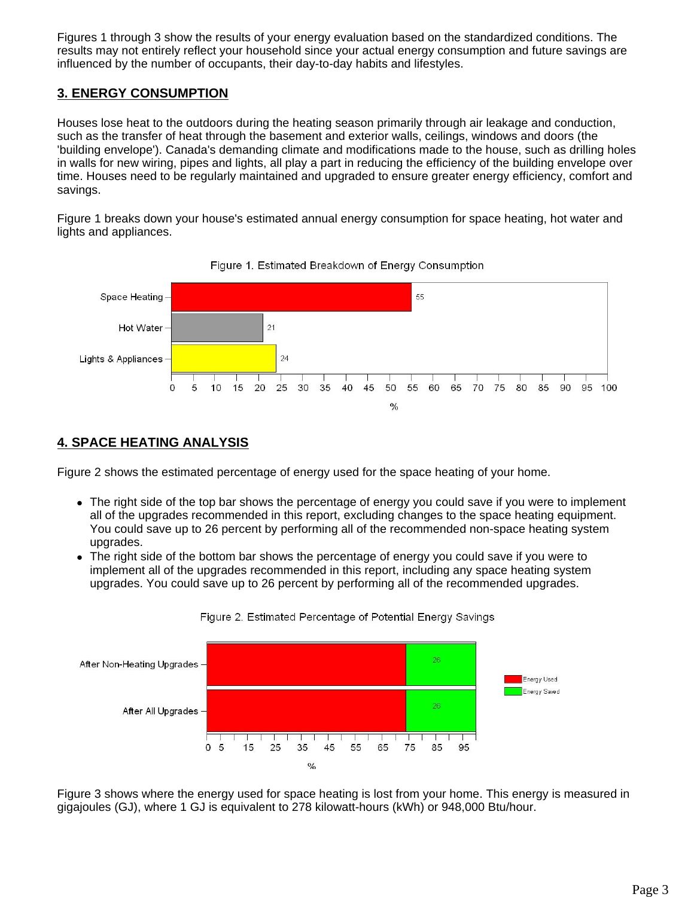Figures 1 through 3 show the results of your energy evaluation based on the standardized conditions. The results may not entirely reflect your household since your actual energy consumption and future savings are influenced by the number of occupants, their day-to-day habits and lifestyles.

## 3. ENERGY CONSUMPTION

Houses lose heat to the outdoors during the heating season primarily through air leakage and conduction, such as the transfer of heat through the basement and exterior walls, ceilings, windows and doors (the 'building envelope'). Canada's demanding climate and modifications made to the house, such as drilling holes in walls for new wiring, pipes and lights, all play a part in reducing the efficiency of the building envelope over time. Houses need to be regularly maintained and upgraded to ensure greater energy efficiency, comfort and savings.

Figure 1 breaks down your house's estimated annual energy consumption for space heating, hot water and lights and appliances.

Figure 1. Estimated Breakdown of Energy Consumption

| Category | % |
|---|---|
| Space Heating | 55 |
| Hot Water | 21 |
| Lights & Appliances | 24 |

## 4. SPACE HEATING ANALYSIS

Figure 2 shows the estimated percentage of energy used for the space heating of your home.

- The right side of the top bar shows the percentage of energy you could save if you were to implement all of the upgrades recommended in this report, excluding changes to the space heating equipment. You could save up to 26 percent by performing all of the recommended non-space heating system upgrades.
- The right side of the bottom bar shows the percentage of energy you could save if you were to implement all of the upgrades recommended in this report, including any space heating system upgrades. You could save up to 26 percent by performing all of the recommended upgrades.

Figure 2. Estimated Percentage of Potential Energy Savings

| | Energy Saved (%) |
|---|---|
| After Non-Heating Upgrades | 26 |
| After All Upgrades | 26 |

Figure 3 shows where the energy used for space heating is lost from your home. This energy is measured in gigajoules (GJ), where 1 GJ is equivalent to 278 kilowatt-hours (kWh) or 948,000 Btu/hour.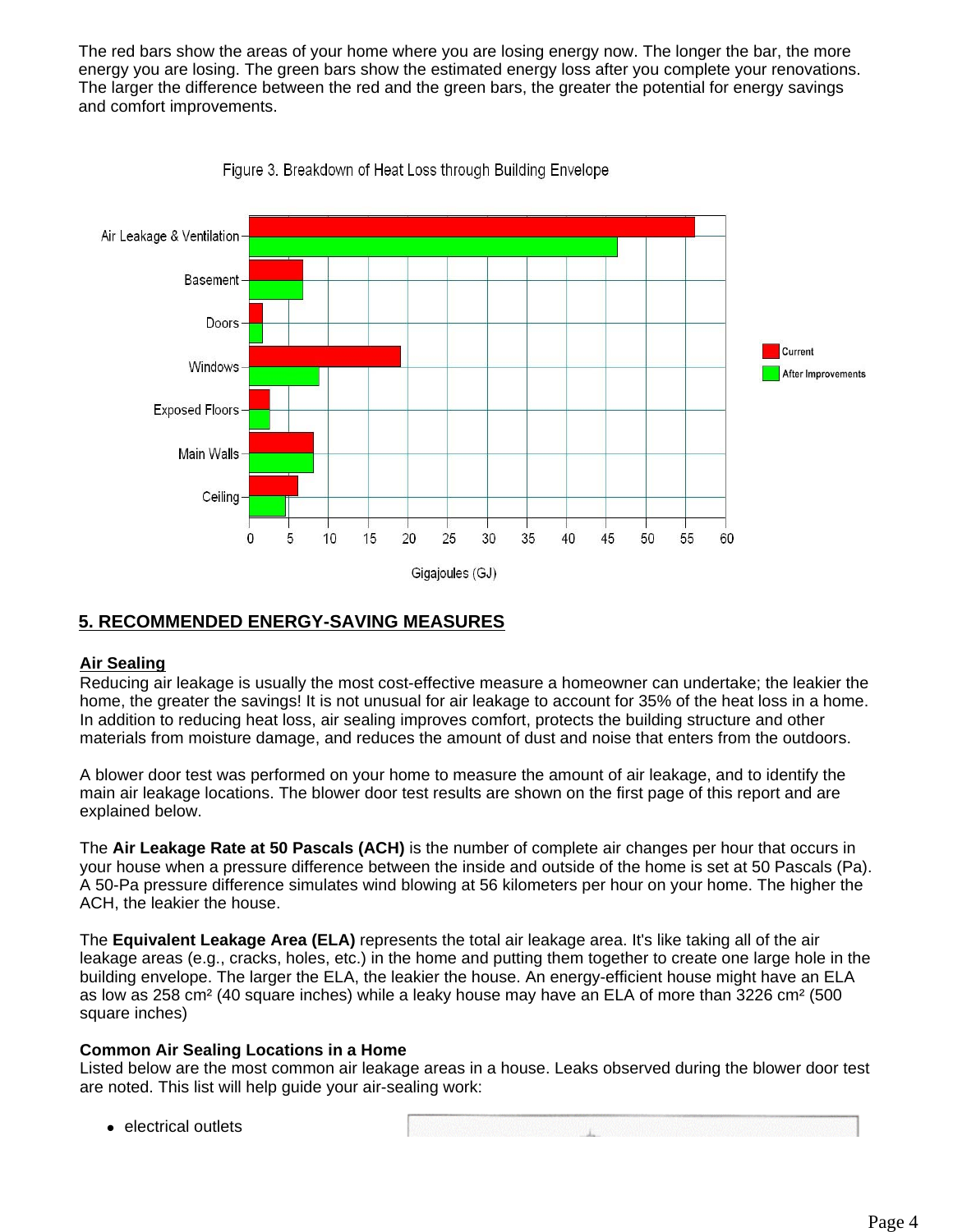The red bars show the areas of your home where you are losing energy now. The longer the bar, the more energy you are losing. The green bars show the estimated energy loss after you complete your renovations. The larger the difference between the red and the green bars, the greater the potential for energy savings and comfort improvements.

Figure 3. Breakdown of Heat Loss through Building Envelope

## 5. RECOMMENDED ENERGY-SAVING MEASURES

### Air Sealing

Reducing air leakage is usually the most cost-effective measure a homeowner can undertake; the leakier the home, the greater the savings! It is not unusual for air leakage to account for 35% of the heat loss in a home. In addition to reducing heat loss, air sealing improves comfort, protects the building structure and other materials from moisture damage, and reduces the amount of dust and noise that enters from the outdoors.

A blower door test was performed on your home to measure the amount of air leakage, and to identify the main air leakage locations. The blower door test results are shown on the first page of this report and are explained below.

The **Air Leakage Rate at 50 Pascals (ACH)** is the number of complete air changes per hour that occurs in your house when a pressure difference between the inside and outside of the home is set at 50 Pascals (Pa). A 50-Pa pressure difference simulates wind blowing at 56 kilometers per hour on your home. The higher the ACH, the leakier the house.

The **Equivalent Leakage Area (ELA)** represents the total air leakage area. It's like taking all of the air leakage areas (e.g., cracks, holes, etc.) in the home and putting them together to create one large hole in the building envelope. The larger the ELA, the leakier the house. An energy-efficient house might have an ELA as low as 258 cm² (40 square inches) while a leaky house may have an ELA of more than 3226 cm² (500 square inches)

**Common Air Sealing Locations in a Home**

Listed below are the most common air leakage areas in a house. Leaks observed during the blower door test are noted. This list will help guide your air-sealing work:

- electrical outlets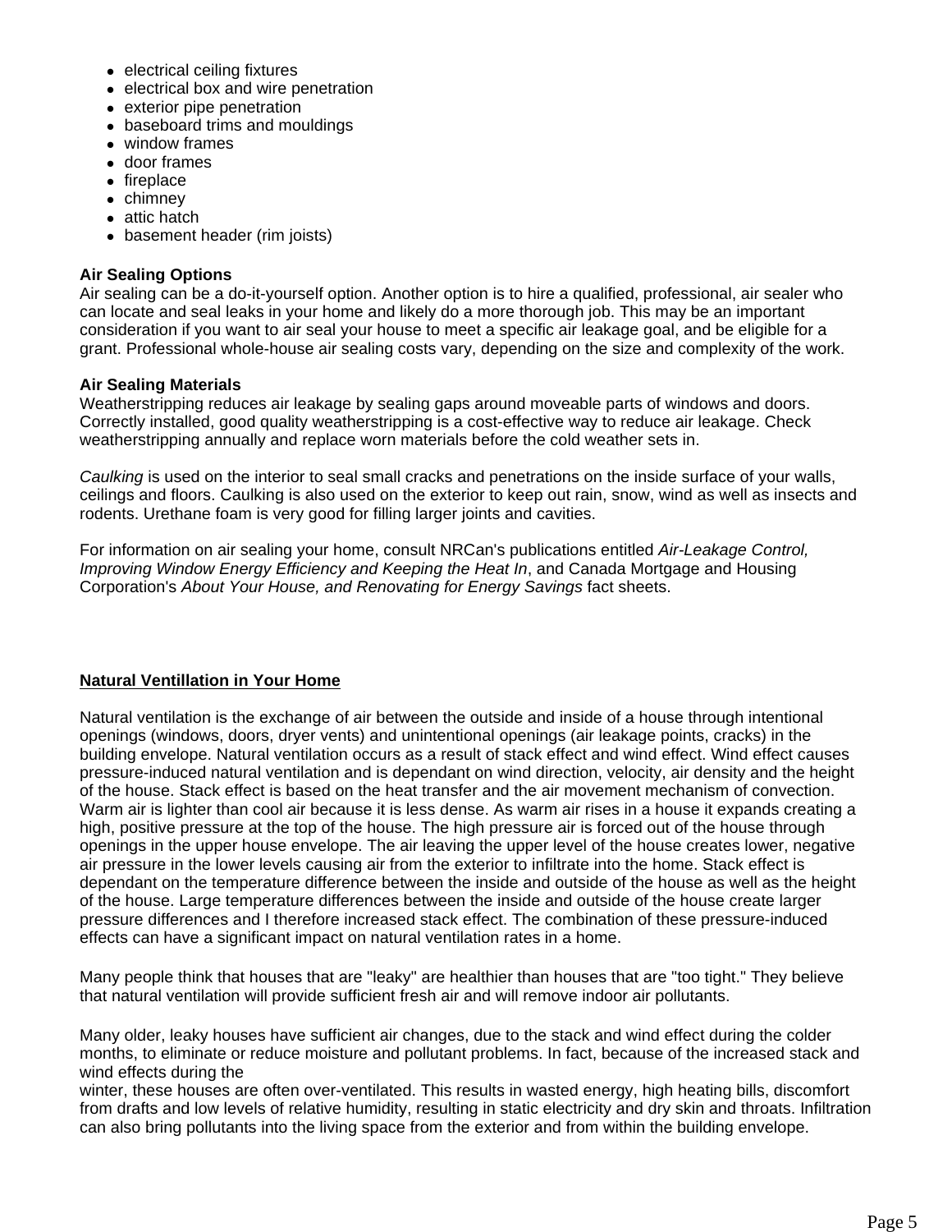- electrical ceiling fixtures
- electrical box and wire penetration
- exterior pipe penetration
- baseboard trims and mouldings
- window frames
- door frames
- fireplace
- chimney
- attic hatch
- basement header (rim joists)

**Air Sealing Options**
Air sealing can be a do-it-yourself option. Another option is to hire a qualified, professional, air sealer who can locate and seal leaks in your home and likely do a more thorough job. This may be an important consideration if you want to air seal your house to meet a specific air leakage goal, and be eligible for a grant. Professional whole-house air sealing costs vary, depending on the size and complexity of the work.

**Air Sealing Materials**
Weatherstripping reduces air leakage by sealing gaps around moveable parts of windows and doors. Correctly installed, good quality weatherstripping is a cost-effective way to reduce air leakage. Check weatherstripping annually and replace worn materials before the cold weather sets in.

*Caulking* is used on the interior to seal small cracks and penetrations on the inside surface of your walls, ceilings and floors. Caulking is also used on the exterior to keep out rain, snow, wind as well as insects and rodents. Urethane foam is very good for filling larger joints and cavities.

For information on air sealing your home, consult NRCan's publications entitled *Air-Leakage Control, Improving Window Energy Efficiency and Keeping the Heat In*, and Canada Mortgage and Housing Corporation's *About Your House, and Renovating for Energy Savings* fact sheets.

**Natural Ventillation in Your Home**

Natural ventilation is the exchange of air between the outside and inside of a house through intentional openings (windows, doors, dryer vents) and unintentional openings (air leakage points, cracks) in the building envelope. Natural ventilation occurs as a result of stack effect and wind effect. Wind effect causes pressure-induced natural ventilation and is dependant on wind direction, velocity, air density and the height of the house. Stack effect is based on the heat transfer and the air movement mechanism of convection. Warm air is lighter than cool air because it is less dense. As warm air rises in a house it expands creating a high, positive pressure at the top of the house. The high pressure air is forced out of the house through openings in the upper house envelope. The air leaving the upper level of the house creates lower, negative air pressure in the lower levels causing air from the exterior to infiltrate into the home. Stack effect is dependant on the temperature difference between the inside and outside of the house as well as the height of the house. Large temperature differences between the inside and outside of the house create larger pressure differences and I therefore increased stack effect. The combination of these pressure-induced effects can have a significant impact on natural ventilation rates in a home.

Many people think that houses that are "leaky" are healthier than houses that are "too tight." They believe that natural ventilation will provide sufficient fresh air and will remove indoor air pollutants.

Many older, leaky houses have sufficient air changes, due to the stack and wind effect during the colder months, to eliminate or reduce moisture and pollutant problems. In fact, because of the increased stack and wind effects during the winter, these houses are often over-ventilated. This results in wasted energy, high heating bills, discomfort from drafts and low levels of relative humidity, resulting in static electricity and dry skin and throats. Infiltration can also bring pollutants into the living space from the exterior and from within the building envelope.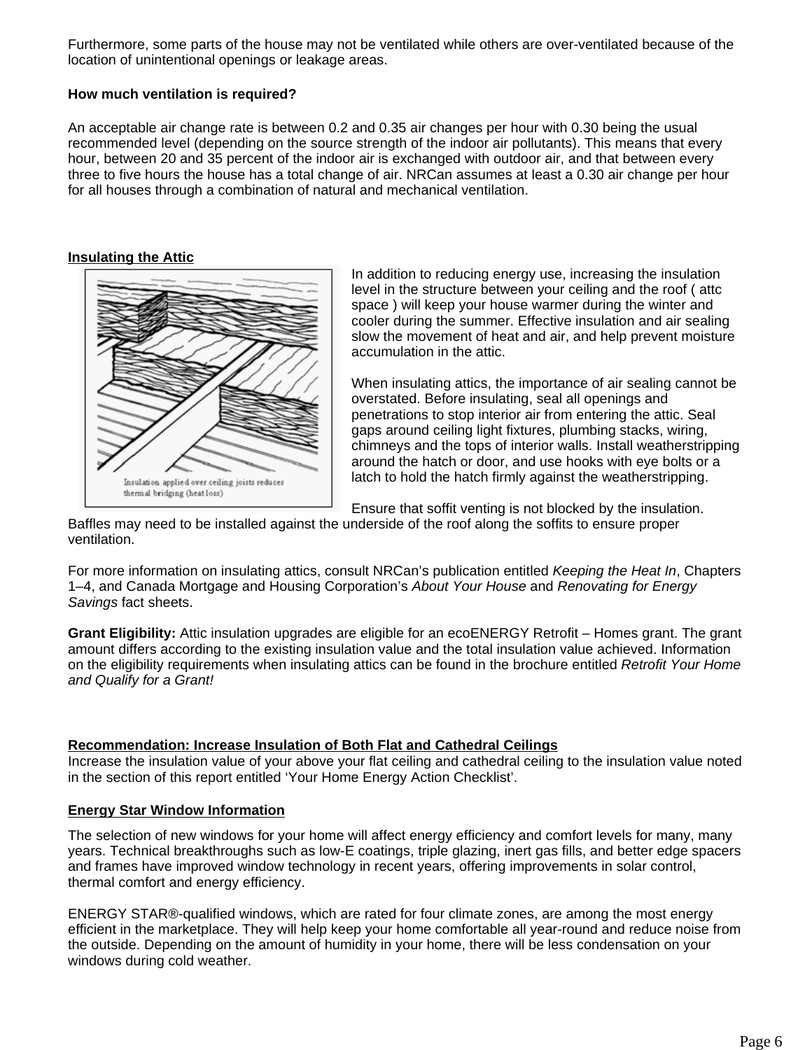Furthermore, some parts of the house may not be ventilated while others are over-ventilated because of the location of unintentional openings or leakage areas.

**How much ventilation is required?**

An acceptable air change rate is between 0.2 and 0.35 air changes per hour with 0.30 being the usual recommended level (depending on the source strength of the indoor air pollutants). This means that every hour, between 20 and 35 percent of the indoor air is exchanged with outdoor air, and that between every three to five hours the house has a total change of air. NRCan assumes at least a 0.30 air change per hour for all houses through a combination of natural and mechanical ventilation.

**Insulating the Attic**

Insulation applied over ceiling joists reduces thermal bridging (heat loss)

In addition to reducing energy use, increasing the insulation level in the structure between your ceiling and the roof ( attc space ) will keep your house warmer during the winter and cooler during the summer. Effective insulation and air sealing slow the movement of heat and air, and help prevent moisture accumulation in the attic.

When insulating attics, the importance of air sealing cannot be overstated. Before insulating, seal all openings and penetrations to stop interior air from entering the attic. Seal gaps around ceiling light fixtures, plumbing stacks, wiring, chimneys and the tops of interior walls. Install weatherstripping around the hatch or door, and use hooks with eye bolts or a latch to hold the hatch firmly against the weatherstripping.

Ensure that soffit venting is not blocked by the insulation. Baffles may need to be installed against the underside of the roof along the soffits to ensure proper ventilation.

For more information on insulating attics, consult NRCan's publication entitled *Keeping the Heat In*, Chapters 1–4, and Canada Mortgage and Housing Corporation's *About Your House* and *Renovating for Energy Savings* fact sheets.

**Grant Eligibility:** Attic insulation upgrades are eligible for an ecoENERGY Retrofit – Homes grant. The grant amount differs according to the existing insulation value and the total insulation value achieved. Information on the eligibility requirements when insulating attics can be found in the brochure entitled *Retrofit Your Home and Qualify for a Grant!*

**Recommendation: Increase Insulation of Both Flat and Cathedral Ceilings**

Increase the insulation value of your above your flat ceiling and cathedral ceiling to the insulation value noted in the section of this report entitled 'Your Home Energy Action Checklist'.

**Energy Star Window Information**

The selection of new windows for your home will affect energy efficiency and comfort levels for many, many years. Technical breakthroughs such as low-E coatings, triple glazing, inert gas fills, and better edge spacers and frames have improved window technology in recent years, offering improvements in solar control, thermal comfort and energy efficiency.

ENERGY STAR®-qualified windows, which are rated for four climate zones, are among the most energy efficient in the marketplace. They will help keep your home comfortable all year-round and reduce noise from the outside. Depending on the amount of humidity in your home, there will be less condensation on your windows during cold weather.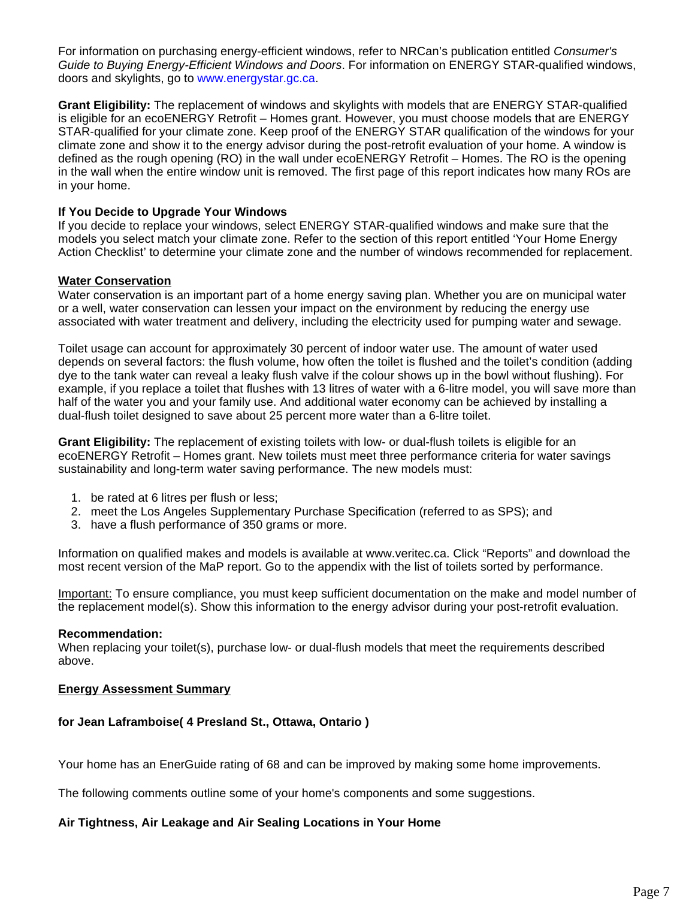For information on purchasing energy-efficient windows, refer to NRCan's publication entitled *Consumer's Guide to Buying Energy-Efficient Windows and Doors*. For information on ENERGY STAR-qualified windows, doors and skylights, go to www.energystar.gc.ca.

**Grant Eligibility:** The replacement of windows and skylights with models that are ENERGY STAR-qualified is eligible for an ecoENERGY Retrofit – Homes grant. However, you must choose models that are ENERGY STAR-qualified for your climate zone. Keep proof of the ENERGY STAR qualification of the windows for your climate zone and show it to the energy advisor during the post-retrofit evaluation of your home. A window is defined as the rough opening (RO) in the wall under ecoENERGY Retrofit – Homes. The RO is the opening in the wall when the entire window unit is removed. The first page of this report indicates how many ROs are in your home.

**If You Decide to Upgrade Your Windows**

If you decide to replace your windows, select ENERGY STAR-qualified windows and make sure that the models you select match your climate zone. Refer to the section of this report entitled 'Your Home Energy Action Checklist' to determine your climate zone and the number of windows recommended for replacement.

## Water Conservation

Water conservation is an important part of a home energy saving plan. Whether you are on municipal water or a well, water conservation can lessen your impact on the environment by reducing the energy use associated with water treatment and delivery, including the electricity used for pumping water and sewage.

Toilet usage can account for approximately 30 percent of indoor water use. The amount of water used depends on several factors: the flush volume, how often the toilet is flushed and the toilet's condition (adding dye to the tank water can reveal a leaky flush valve if the colour shows up in the bowl without flushing). For example, if you replace a toilet that flushes with 13 litres of water with a 6-litre model, you will save more than half of the water you and your family use. And additional water economy can be achieved by installing a dual-flush toilet designed to save about 25 percent more water than a 6-litre toilet.

**Grant Eligibility:** The replacement of existing toilets with low- or dual-flush toilets is eligible for an ecoENERGY Retrofit – Homes grant. New toilets must meet three performance criteria for water savings sustainability and long-term water saving performance. The new models must:

1. be rated at 6 litres per flush or less;
2. meet the Los Angeles Supplementary Purchase Specification (referred to as SPS); and
3. have a flush performance of 350 grams or more.

Information on qualified makes and models is available at www.veritec.ca. Click "Reports" and download the most recent version of the MaP report. Go to the appendix with the list of toilets sorted by performance.

Important: To ensure compliance, you must keep sufficient documentation on the make and model number of the replacement model(s). Show this information to the energy advisor during your post-retrofit evaluation.

**Recommendation:**

When replacing your toilet(s), purchase low- or dual-flush models that meet the requirements described above.

## Energy Assessment Summary

**for Jean Laframboise( 4 Presland St., Ottawa, Ontario )**

Your home has an EnerGuide rating of 68 and can be improved by making some home improvements.

The following comments outline some of your home's components and some suggestions.

**Air Tightness, Air Leakage and Air Sealing Locations in Your Home**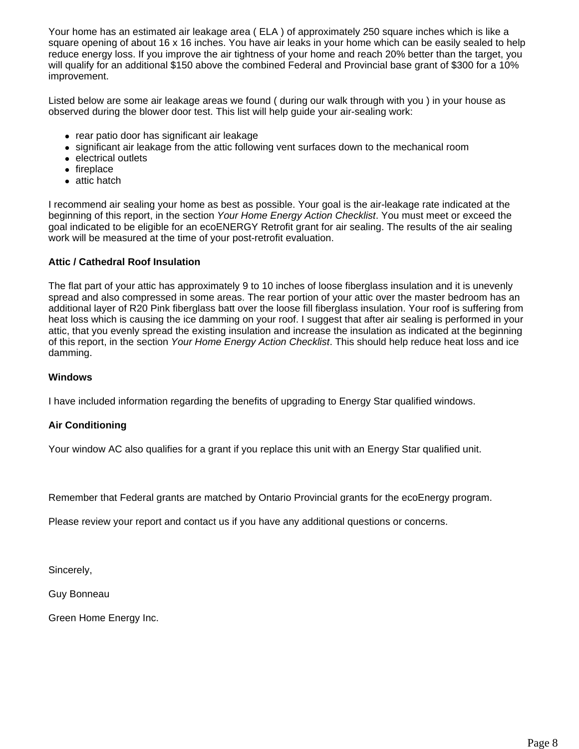Your home has an estimated air leakage area ( ELA ) of approximately 250 square inches which is like a square opening of about 16 x 16 inches. You have air leaks in your home which can be easily sealed to help reduce energy loss. If you improve the air tightness of your home and reach 20% better than the target, you will qualify for an additional $150 above the combined Federal and Provincial base grant of $300 for a 10% improvement.

Listed below are some air leakage areas we found ( during our walk through with you ) in your house as observed during the blower door test. This list will help guide your air-sealing work:

- rear patio door has significant air leakage
- significant air leakage from the attic following vent surfaces down to the mechanical room
- electrical outlets
- fireplace
- attic hatch

I recommend air sealing your home as best as possible. Your goal is the air-leakage rate indicated at the beginning of this report, in the section *Your Home Energy Action Checklist*. You must meet or exceed the goal indicated to be eligible for an ecoENERGY Retrofit grant for air sealing. The results of the air sealing work will be measured at the time of your post-retrofit evaluation.

**Attic / Cathedral Roof Insulation**

The flat part of your attic has approximately 9 to 10 inches of loose fiberglass insulation and it is unevenly spread and also compressed in some areas. The rear portion of your attic over the master bedroom has an additional layer of R20 Pink fiberglass batt over the loose fill fiberglass insulation. Your roof is suffering from heat loss which is causing the ice damming on your roof. I suggest that after air sealing is performed in your attic, that you evenly spread the existing insulation and increase the insulation as indicated at the beginning of this report, in the section *Your Home Energy Action Checklist*. This should help reduce heat loss and ice damming.

**Windows**

I have included information regarding the benefits of upgrading to Energy Star qualified windows.

**Air Conditioning**

Your window AC also qualifies for a grant if you replace this unit with an Energy Star qualified unit.

Remember that Federal grants are matched by Ontario Provincial grants for the ecoEnergy program.

Please review your report and contact us if you have any additional questions or concerns.

Sincerely,

Guy Bonneau

Green Home Energy Inc.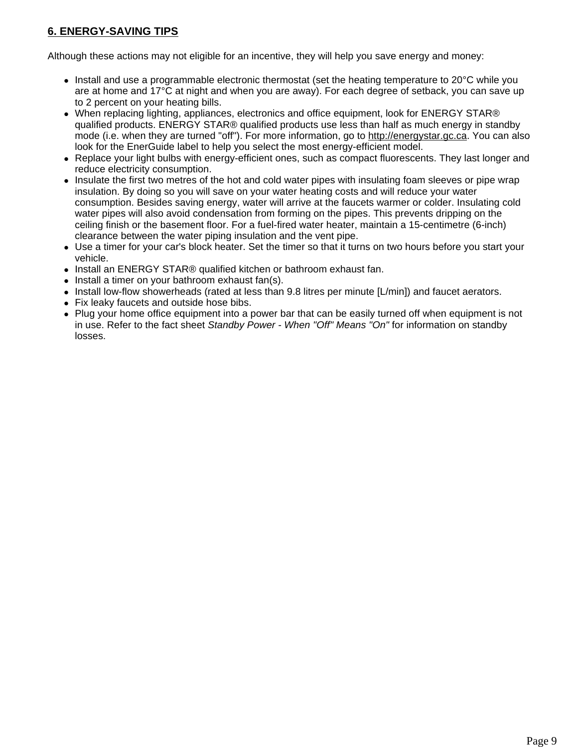## 6. ENERGY-SAVING TIPS

Although these actions may not eligible for an incentive, they will help you save energy and money:

- Install and use a programmable electronic thermostat (set the heating temperature to 20°C while you are at home and 17°C at night and when you are away). For each degree of setback, you can save up to 2 percent on your heating bills.
- When replacing lighting, appliances, electronics and office equipment, look for ENERGY STAR® qualified products. ENERGY STAR® qualified products use less than half as much energy in standby mode (i.e. when they are turned "off"). For more information, go to http://energystar.gc.ca. You can also look for the EnerGuide label to help you select the most energy-efficient model.
- Replace your light bulbs with energy-efficient ones, such as compact fluorescents. They last longer and reduce electricity consumption.
- Insulate the first two metres of the hot and cold water pipes with insulating foam sleeves or pipe wrap insulation. By doing so you will save on your water heating costs and will reduce your water consumption. Besides saving energy, water will arrive at the faucets warmer or colder. Insulating cold water pipes will also avoid condensation from forming on the pipes. This prevents dripping on the ceiling finish or the basement floor. For a fuel-fired water heater, maintain a 15-centimetre (6-inch) clearance between the water piping insulation and the vent pipe.
- Use a timer for your car's block heater. Set the timer so that it turns on two hours before you start your vehicle.
- Install an ENERGY STAR® qualified kitchen or bathroom exhaust fan.
- Install a timer on your bathroom exhaust fan(s).
- Install low-flow showerheads (rated at less than 9.8 litres per minute [L/min]) and faucet aerators.
- Fix leaky faucets and outside hose bibs.
- Plug your home office equipment into a power bar that can be easily turned off when equipment is not in use. Refer to the fact sheet *Standby Power - When "Off" Means "On"* for information on standby losses.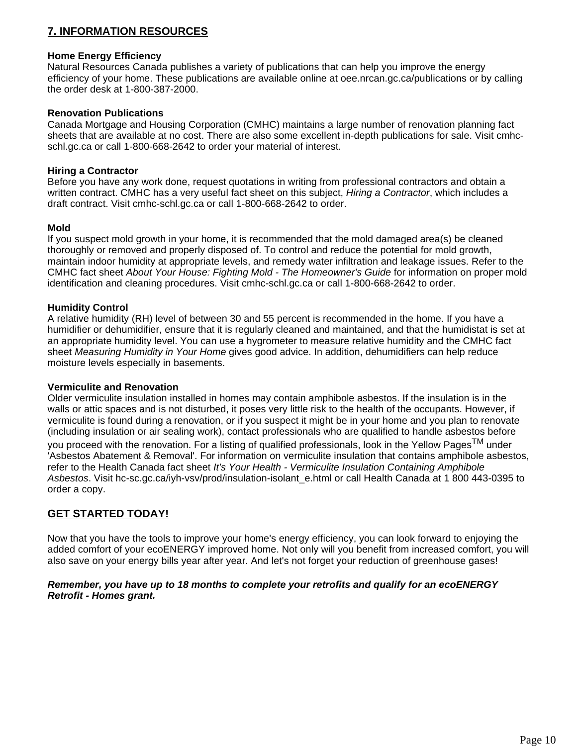## 7. INFORMATION RESOURCES

**Home Energy Efficiency**
Natural Resources Canada publishes a variety of publications that can help you improve the energy efficiency of your home. These publications are available online at oee.nrcan.gc.ca/publications or by calling the order desk at 1-800-387-2000.

**Renovation Publications**
Canada Mortgage and Housing Corporation (CMHC) maintains a large number of renovation planning fact sheets that are available at no cost. There are also some excellent in-depth publications for sale. Visit cmhc-schl.gc.ca or call 1-800-668-2642 to order your material of interest.

**Hiring a Contractor**
Before you have any work done, request quotations in writing from professional contractors and obtain a written contract. CMHC has a very useful fact sheet on this subject, *Hiring a Contractor*, which includes a draft contract. Visit cmhc-schl.gc.ca or call 1-800-668-2642 to order.

**Mold**
If you suspect mold growth in your home, it is recommended that the mold damaged area(s) be cleaned thoroughly or removed and properly disposed of. To control and reduce the potential for mold growth, maintain indoor humidity at appropriate levels, and remedy water infiltration and leakage issues. Refer to the CMHC fact sheet *About Your House: Fighting Mold - The Homeowner's Guide* for information on proper mold identification and cleaning procedures. Visit cmhc-schl.gc.ca or call 1-800-668-2642 to order.

**Humidity Control**
A relative humidity (RH) level of between 30 and 55 percent is recommended in the home. If you have a humidifier or dehumidifier, ensure that it is regularly cleaned and maintained, and that the humidistat is set at an appropriate humidity level. You can use a hygrometer to measure relative humidity and the CMHC fact sheet *Measuring Humidity in Your Home* gives good advice. In addition, dehumidifiers can help reduce moisture levels especially in basements.

**Vermiculite and Renovation**
Older vermiculite insulation installed in homes may contain amphibole asbestos. If the insulation is in the walls or attic spaces and is not disturbed, it poses very little risk to the health of the occupants. However, if vermiculite is found during a renovation, or if you suspect it might be in your home and you plan to renovate (including insulation or air sealing work), contact professionals who are qualified to handle asbestos before you proceed with the renovation. For a listing of qualified professionals, look in the Yellow Pages™ under 'Asbestos Abatement & Removal'. For information on vermiculite insulation that contains amphibole asbestos, refer to the Health Canada fact sheet *It's Your Health - Vermiculite Insulation Containing Amphibole Asbestos*. Visit hc-sc.gc.ca/iyh-vsv/prod/insulation-isolant_e.html or call Health Canada at 1 800 443-0395 to order a copy.

## GET STARTED TODAY!

Now that you have the tools to improve your home's energy efficiency, you can look forward to enjoying the added comfort of your ecoENERGY improved home. Not only will you benefit from increased comfort, you will also save on your energy bills year after year. And let's not forget your reduction of greenhouse gases!

***Remember, you have up to 18 months to complete your retrofits and qualify for an ecoENERGY Retrofit - Homes grant.***